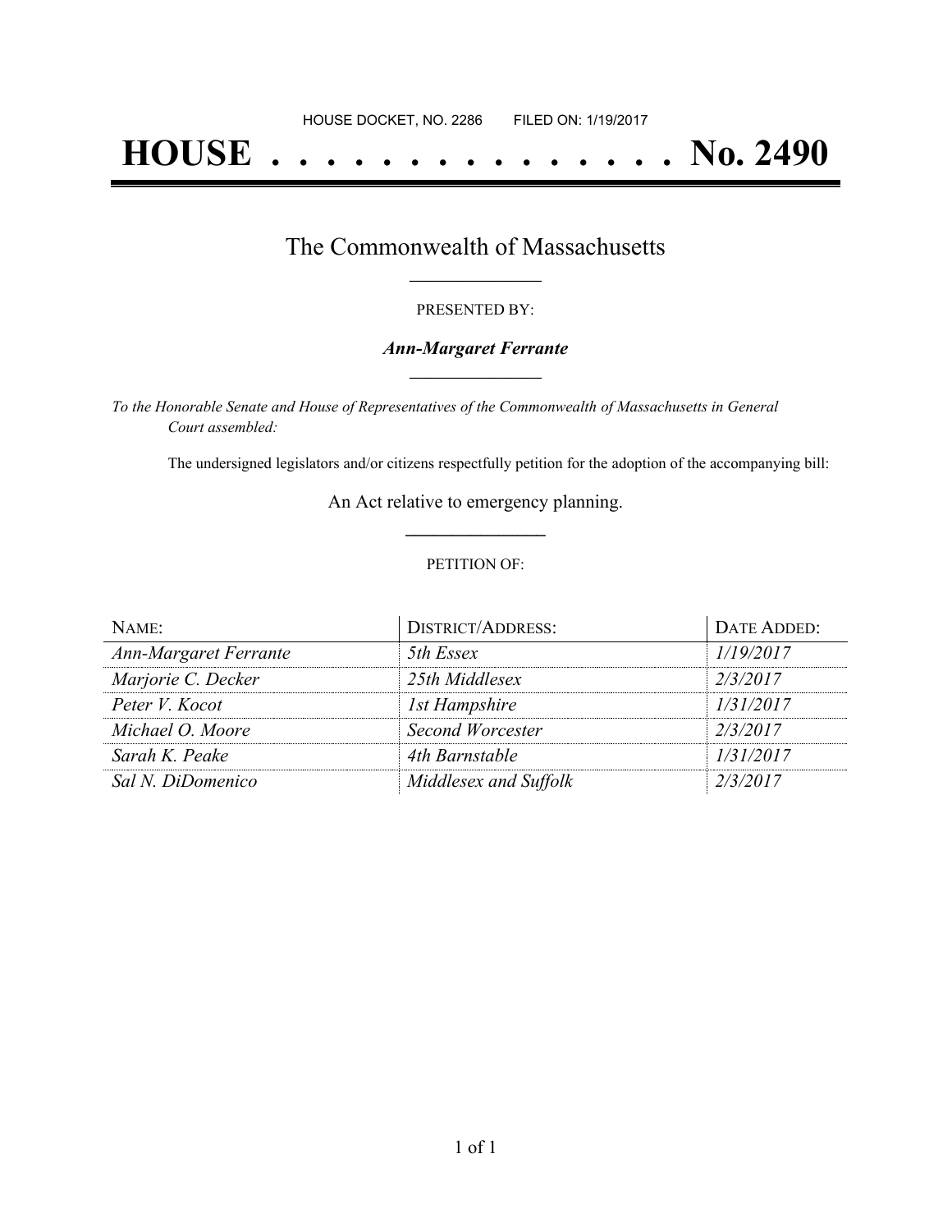HOUSE DOCKET, NO. 2286 FILED ON: 1/19/2017

# HOUSE . . . . . . . . . . . . . . . No. 2490

## The Commonwealth of Massachusetts

PRESENTED BY:

***Ann-Margaret Ferrante***

*To the Honorable Senate and House of Representatives of the Commonwealth of Massachusetts in General Court assembled:*

The undersigned legislators and/or citizens respectfully petition for the adoption of the accompanying bill:

An Act relative to emergency planning.

PETITION OF:

| NAME: | DISTRICT/ADDRESS: | DATE ADDED: |
|---|---|---|
| *Ann-Margaret Ferrante* | *5th Essex* | *1/19/2017* |
| *Marjorie C. Decker* | *25th Middlesex* | *2/3/2017* |
| *Peter V. Kocot* | *1st Hampshire* | *1/31/2017* |
| *Michael O. Moore* | *Second Worcester* | *2/3/2017* |
| *Sarah K. Peake* | *4th Barnstable* | *1/31/2017* |
| *Sal N. DiDomenico* | *Middlesex and Suffolk* | *2/3/2017* |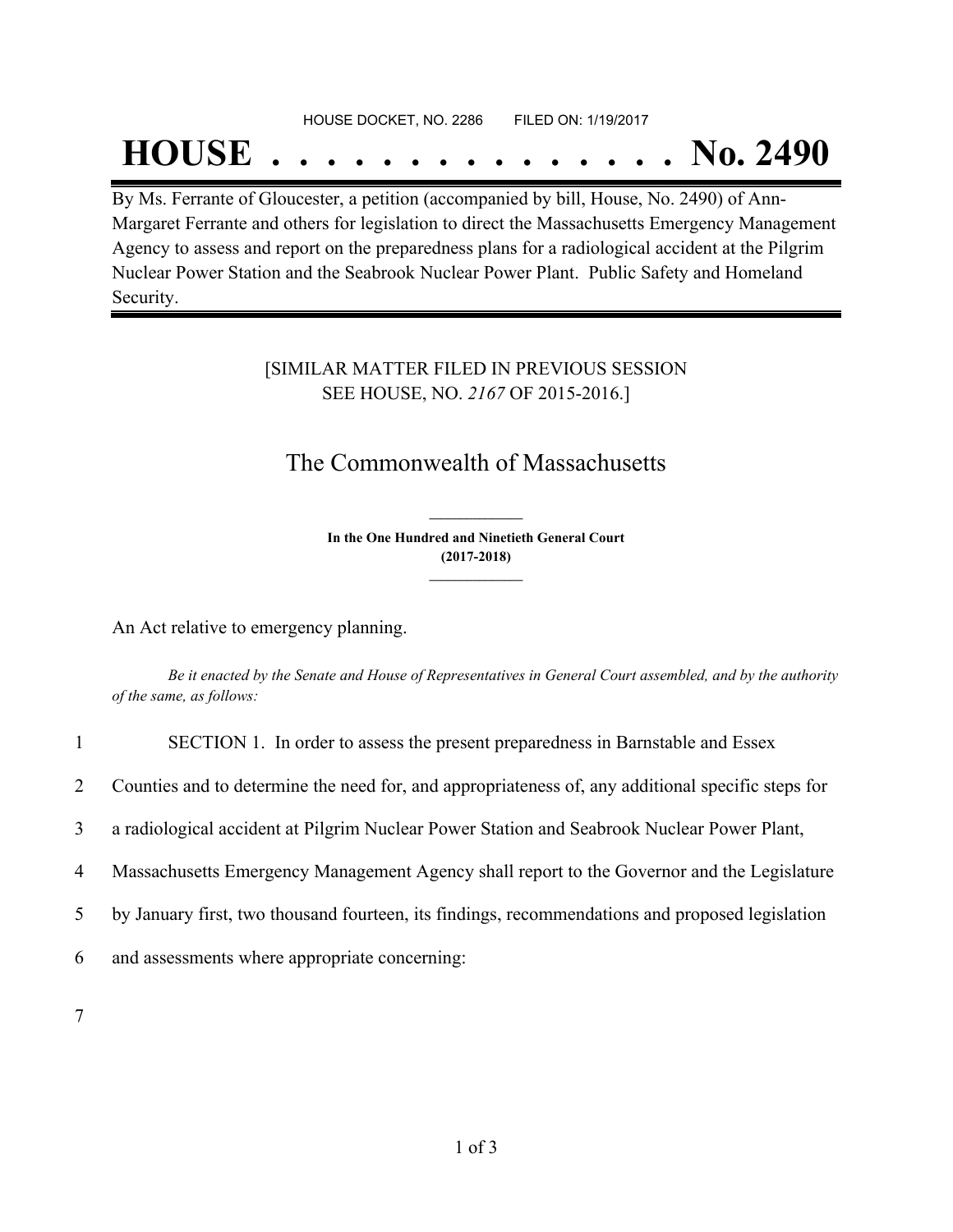HOUSE DOCKET, NO. 2286 FILED ON: 1/19/2017

# HOUSE . . . . . . . . . . . . . . . No. 2490

By Ms. Ferrante of Gloucester, a petition (accompanied by bill, House, No. 2490) of Ann-Margaret Ferrante and others for legislation to direct the Massachusetts Emergency Management Agency to assess and report on the preparedness plans for a radiological accident at the Pilgrim Nuclear Power Station and the Seabrook Nuclear Power Plant. Public Safety and Homeland Security.

[SIMILAR MATTER FILED IN PREVIOUS SESSION
SEE HOUSE, NO. *2167* OF 2015-2016.]

## The Commonwealth of Massachusetts

**In the One Hundred and Ninetieth General Court**
**(2017-2018)**

An Act relative to emergency planning.

*Be it enacted by the Senate and House of Representatives in General Court assembled, and by the authority of the same, as follows:*

1 SECTION 1. In order to assess the present preparedness in Barnstable and Essex
2 Counties and to determine the need for, and appropriateness of, any additional specific steps for
3 a radiological accident at Pilgrim Nuclear Power Station and Seabrook Nuclear Power Plant,
4 Massachusetts Emergency Management Agency shall report to the Governor and the Legislature
5 by January first, two thousand fourteen, its findings, recommendations and proposed legislation
6 and assessments where appropriate concerning:
7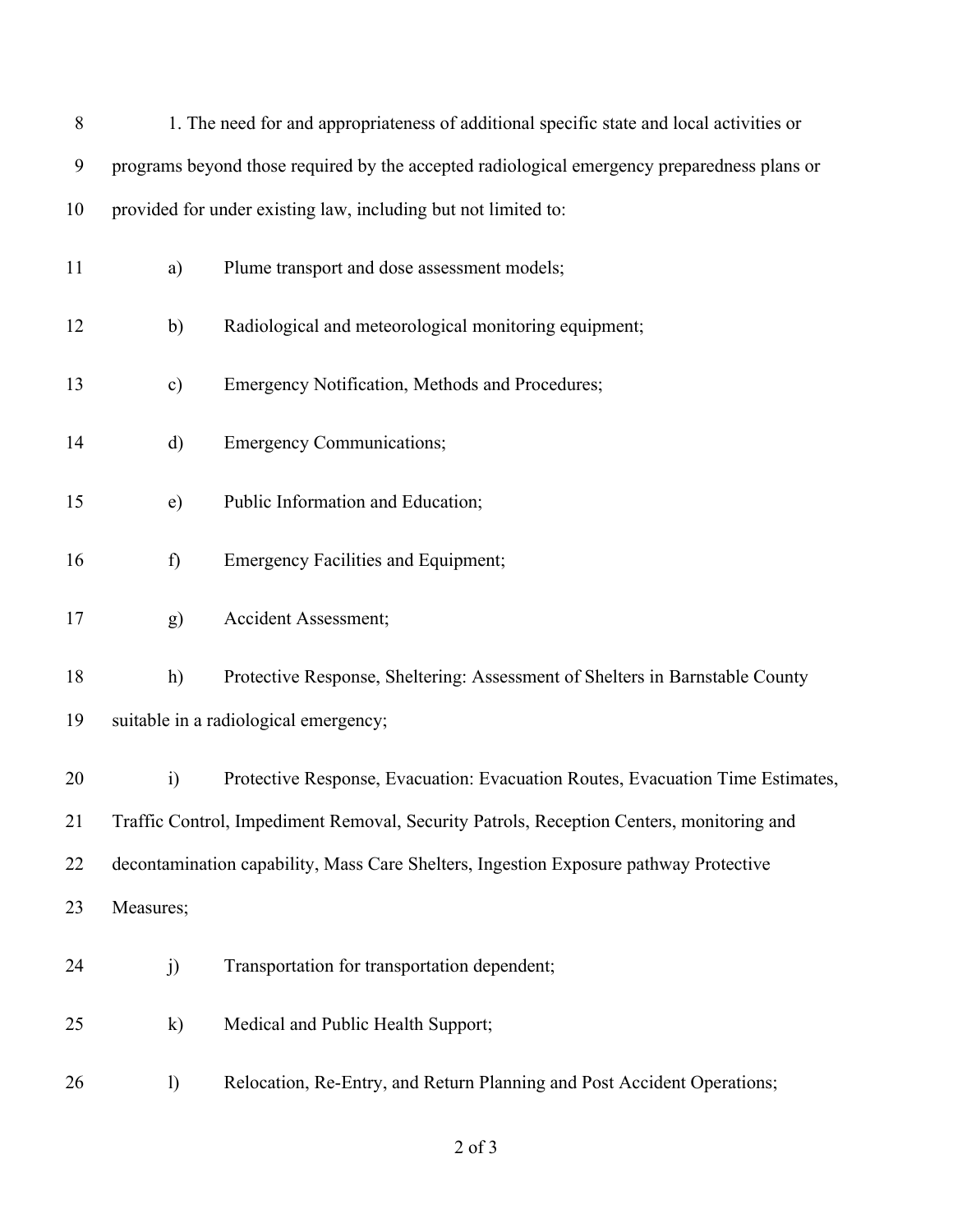1. The need for and appropriateness of additional specific state and local activities or programs beyond those required by the accepted radiological emergency preparedness plans or provided for under existing law, including but not limited to:

a) Plume transport and dose assessment models;

b) Radiological and meteorological monitoring equipment;

c) Emergency Notification, Methods and Procedures;

d) Emergency Communications;

e) Public Information and Education;

f) Emergency Facilities and Equipment;

g) Accident Assessment;

h) Protective Response, Sheltering: Assessment of Shelters in Barnstable County suitable in a radiological emergency;

i) Protective Response, Evacuation: Evacuation Routes, Evacuation Time Estimates, Traffic Control, Impediment Removal, Security Patrols, Reception Centers, monitoring and decontamination capability, Mass Care Shelters, Ingestion Exposure pathway Protective Measures;

j) Transportation for transportation dependent;

k) Medical and Public Health Support;

l) Relocation, Re-Entry, and Return Planning and Post Accident Operations;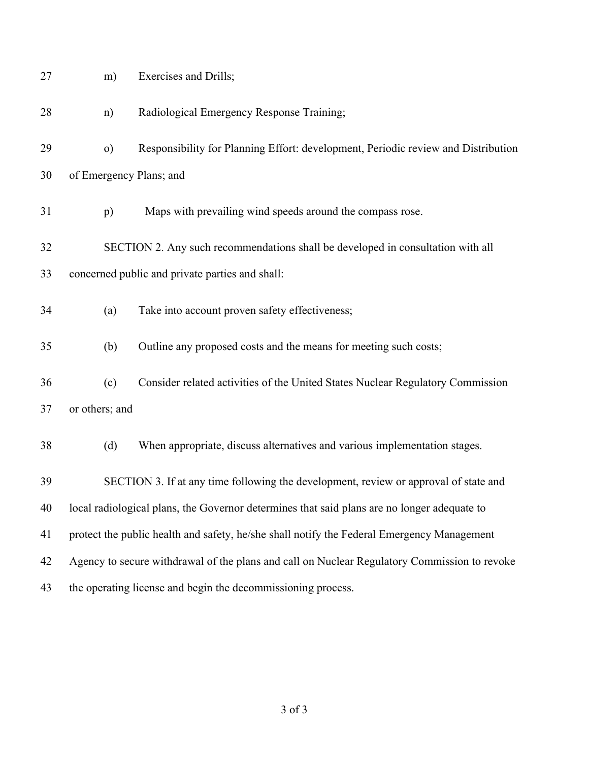m) Exercises and Drills;

n) Radiological Emergency Response Training;

o) Responsibility for Planning Effort: development, Periodic review and Distribution of Emergency Plans; and

p) Maps with prevailing wind speeds around the compass rose.

SECTION 2. Any such recommendations shall be developed in consultation with all concerned public and private parties and shall:

(a) Take into account proven safety effectiveness;

(b) Outline any proposed costs and the means for meeting such costs;

(c) Consider related activities of the United States Nuclear Regulatory Commission or others; and

(d) When appropriate, discuss alternatives and various implementation stages.

SECTION 3. If at any time following the development, review or approval of state and local radiological plans, the Governor determines that said plans are no longer adequate to protect the public health and safety, he/she shall notify the Federal Emergency Management Agency to secure withdrawal of the plans and call on Nuclear Regulatory Commission to revoke the operating license and begin the decommissioning process.